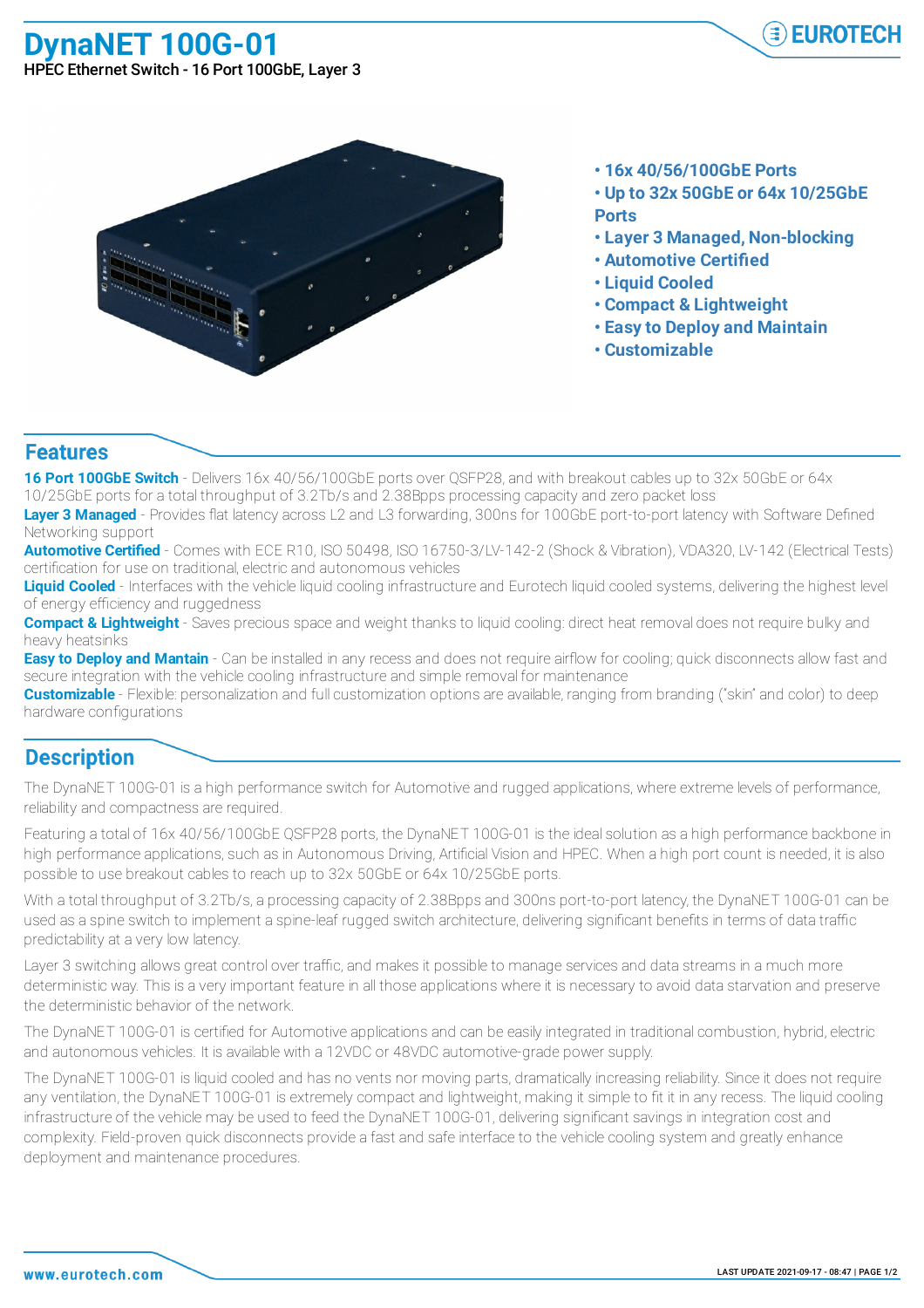# DynaNET 100G-01

HPEC Ethernet Switch - 16 Port 100GbE, Layer 3

- **16x 40/56/100GbE Ports**
- **Up to 32x 50GbE or 64x 10/25GbE Ports**
- **Layer 3 Managed, Non-blocking**
- **Automotive Certified**
- **Liquid Cooled**
- **Compact & Lightweight**
- **Easy to Deploy and Maintain**
- **Customizable**

## Features

**16 Port 100GbE Switch** - Delivers 16x 40/56/100GbE ports over QSFP28, and with breakout cables up to 32x 50GbE or 64x 10/25GbE ports for a total throughput of 3.2Tb/s and 2.38Bpps processing capacity and zero packet loss

**Layer 3 Managed** - Provides flat latency across L2 and L3 forwarding, 300ns for 100GbE port-to-port latency with Software Defined Networking support

**Automotive Certified** - Comes with ECE R10, ISO 50498, ISO 16750-3/LV-142-2 (Shock & Vibration), VDA320, LV-142 (Electrical Tests) certification for use on traditional, electric and autonomous vehicles

**Liquid Cooled** - Interfaces with the vehicle liquid cooling infrastructure and Eurotech liquid cooled systems, delivering the highest level of energy efficiency and ruggedness

**Compact & Lightweight** - Saves precious space and weight thanks to liquid cooling: direct heat removal does not require bulky and heavy heatsinks

**Easy to Deploy and Mantain** - Can be installed in any recess and does not require airflow for cooling; quick disconnects allow fast and secure integration with the vehicle cooling infrastructure and simple removal for maintenance

**Customizable** - Flexible: personalization and full customization options are available, ranging from branding ("skin" and color) to deep hardware configurations

## Description

The DynaNET 100G-01 is a high performance switch for Automotive and rugged applications, where extreme levels of performance, reliability and compactness are required.

Featuring a total of 16x 40/56/100GbE QSFP28 ports, the DynaNET 100G-01 is the ideal solution as a high performance backbone in high performance applications, such as in Autonomous Driving, Artificial Vision and HPEC. When a high port count is needed, it is also possible to use breakout cables to reach up to 32x 50GbE or 64x 10/25GbE ports.

With a total throughput of 3.2Tb/s, a processing capacity of 2.38Bpps and 300ns port-to-port latency, the DynaNET 100G-01 can be used as a spine switch to implement a spine-leaf rugged switch architecture, delivering significant benefits in terms of data traffic predictability at a very low latency.

Layer 3 switching allows great control over traffic, and makes it possible to manage services and data streams in a much more deterministic way. This is a very important feature in all those applications where it is necessary to avoid data starvation and preserve the deterministic behavior of the network.

The DynaNET 100G-01 is certified for Automotive applications and can be easily integrated in traditional combustion, hybrid, electric and autonomous vehicles. It is available with a 12VDC or 48VDC automotive-grade power supply.

The DynaNET 100G-01 is liquid cooled and has no vents nor moving parts, dramatically increasing reliability. Since it does not require any ventilation, the DynaNET 100G-01 is extremely compact and lightweight, making it simple to fit it in any recess. The liquid cooling infrastructure of the vehicle may be used to feed the DynaNET 100G-01, delivering significant savings in integration cost and complexity. Field-proven quick disconnects provide a fast and safe interface to the vehicle cooling system and greatly enhance deployment and maintenance procedures.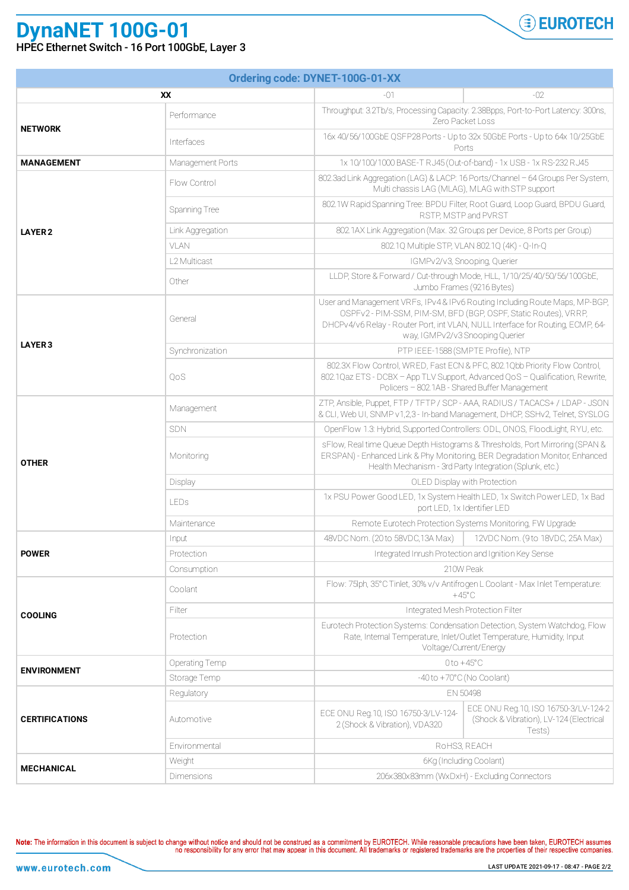# DynaNET 100G-01

HPEC Ethernet Switch - 16 Port 100GbE, Layer 3

| Ordering code: DYNET-100G-01-XX | | | |
|---|---|---|---|
| XX | | -01 | -02 |
| NETWORK | Performance | Throughput: 3.2Tb/s, Processing Capacity: 2.38Bpps, Port-to-Port Latency: 300ns, Zero Packet Loss | |
| | Interfaces | 16x 40/56/100GbE QSFP28 Ports - Up to 32x 50GbE Ports - Up to 64x 10/25GbE Ports | |
| MANAGEMENT | Management Ports | 1x 10/100/1000 BASE-T RJ45 (Out-of-band) - 1x USB - 1x RS-232 RJ45 | |
| LAYER 2 | Flow Control | 802.3ad Link Aggregation (LAG) & LACP: 16 Ports/Channel – 64 Groups Per System, Multi chassis LAG (MLAG), MLAG with STP support | |
| | Spanning Tree | 802.1W Rapid Spanning Tree: BPDU Filter, Root Guard, Loop Guard, BPDU Guard, RSTP, MSTP and PVRST | |
| | Link Aggregation | 802.1AX Link Aggregation (Max. 32 Groups per Device, 8 Ports per Group) | |
| | VLAN | 802.1Q Multiple STP, VLAN 802.1Q (4K) - Q-In-Q | |
| | L2 Multicast | IGMPv2/v3, Snooping, Querier | |
| | Other | LLDP, Store & Forward / Cut-through Mode, HLL, 1/10/25/40/50/56/100GbE, Jumbo Frames (9216 Bytes) | |
| LAYER 3 | General | User and Management VRFs, IPv4 & IPv6 Routing Including Route Maps, MP-BGP, OSPFv2 - PIM-SSM, PIM-SM, BFD (BGP, OSPF, Static Routes), VRRP, DHCPv4/v6 Relay - Router Port, int VLAN, NULL Interface for Routing, ECMP, 64-way, IGMPv2/v3 Snooping Querier | |
| | Synchronization | PTP IEEE-1588 (SMPTE Profile), NTP | |
| | QoS | 802.3X Flow Control, WRED, Fast ECN & PFC, 802.1Qbb Priority Flow Control, 802.1Qaz ETS - DCBX – App TLV Support, Advanced QoS – Qualification, Rewrite, Policers – 802.1AB - Shared Buffer Management | |
| OTHER | Management | ZTP, Ansible, Puppet, FTP / TFTP / SCP - AAA, RADIUS / TACACS+ / LDAP - JSON & CLI, Web UI, SNMP v1,2,3 - In-band Management, DHCP, SSHv2, Telnet, SYSLOG | |
| | SDN | OpenFlow 1.3: Hybrid, Supported Controllers: ODL, ONOS, FloodLight, RYU, etc. | |
| | Monitoring | sFlow, Real time Queue Depth Histograms & Thresholds, Port Mirroring (SPAN & ERSPAN) - Enhanced Link & Phy Monitoring, BER Degradation Monitor, Enhanced Health Mechanism - 3rd Party Integration (Splunk, etc.) | |
| | Display | OLED Display with Protection | |
| | LEDs | 1x PSU Power Good LED, 1x System Health LED, 1x Switch Power LED, 1x Bad port LED, 1x Identifier LED | |
| | Maintenance | Remote Eurotech Protection Systems Monitoring, FW Upgrade | |
| POWER | Input | 48VDC Nom. (20 to 58VDC,13A Max) | 12VDC Nom. (9 to 18VDC, 25A Max) |
| | Protection | Integrated Inrush Protection and Ignition Key Sense | |
| | Consumption | 210W Peak | |
| COOLING | Coolant | Flow: 75lph, 35°C Tinlet, 30% v/v Antifrogen L Coolant - Max Inlet Temperature: +45°C | |
| | Filter | Integrated Mesh Protection Filter | |
| | Protection | Eurotech Protection Systems: Condensation Detection, System Watchdog, Flow Rate, Internal Temperature, Inlet/Outlet Temperature, Humidity, Input Voltage/Current/Energy | |
| ENVIRONMENT | Operating Temp | 0 to +45°C | |
| | Storage Temp | -40 to +70°C (No Coolant) | |
| CERTIFICATIONS | Regulatory | EN 50498 | |
| | Automotive | ECE ONU Reg.10, ISO 16750-3/LV-124-2 (Shock & Vibration), VDA320 | ECE ONU Reg.10, ISO 16750-3/LV-124-2 (Shock & Vibration), LV-124 (Electrical Tests) |
| | Environmental | RoHS3, REACH | |
| MECHANICAL | Weight | 6Kg (Including Coolant) | |
| | Dimensions | 206x380x83mm (WxDxH) - Excluding Connectors | |

**Note:** The information in this document is subject to change without notice and should not be construed as a commitment by EUROTECH. While reasonable precautions have been taken, EUROTECH assumes no responsibility for any error that may appear in this document. All trademarks or registered trademarks are the properties of their respective companies.

www.eurotech.com

LAST UPDATE 2021-09-17 - 08:47